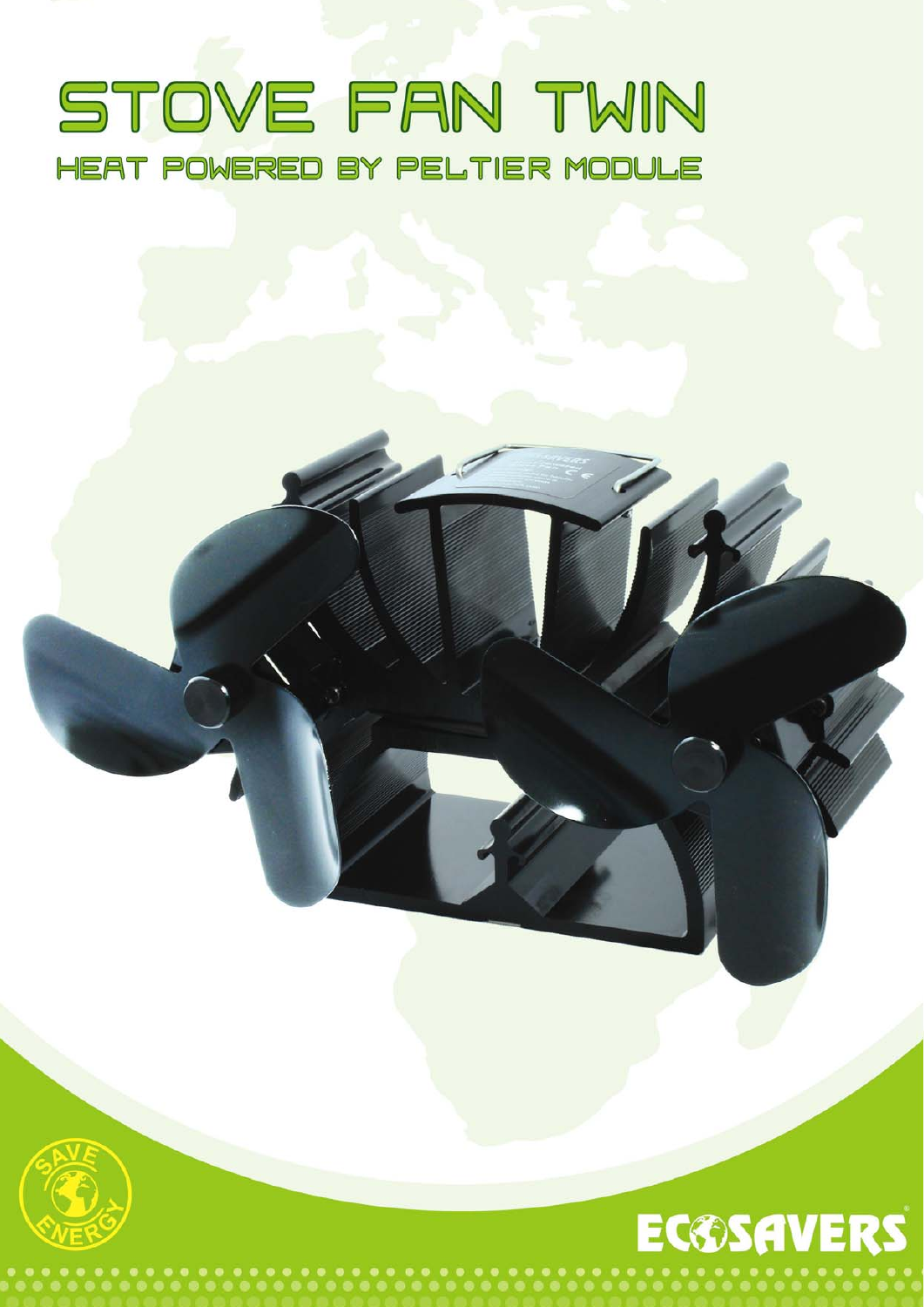# STOVE FAN TWIN

## HEAT POWERED BY PELTIER MODULE

SAVE ENERGY

ECOSAVERS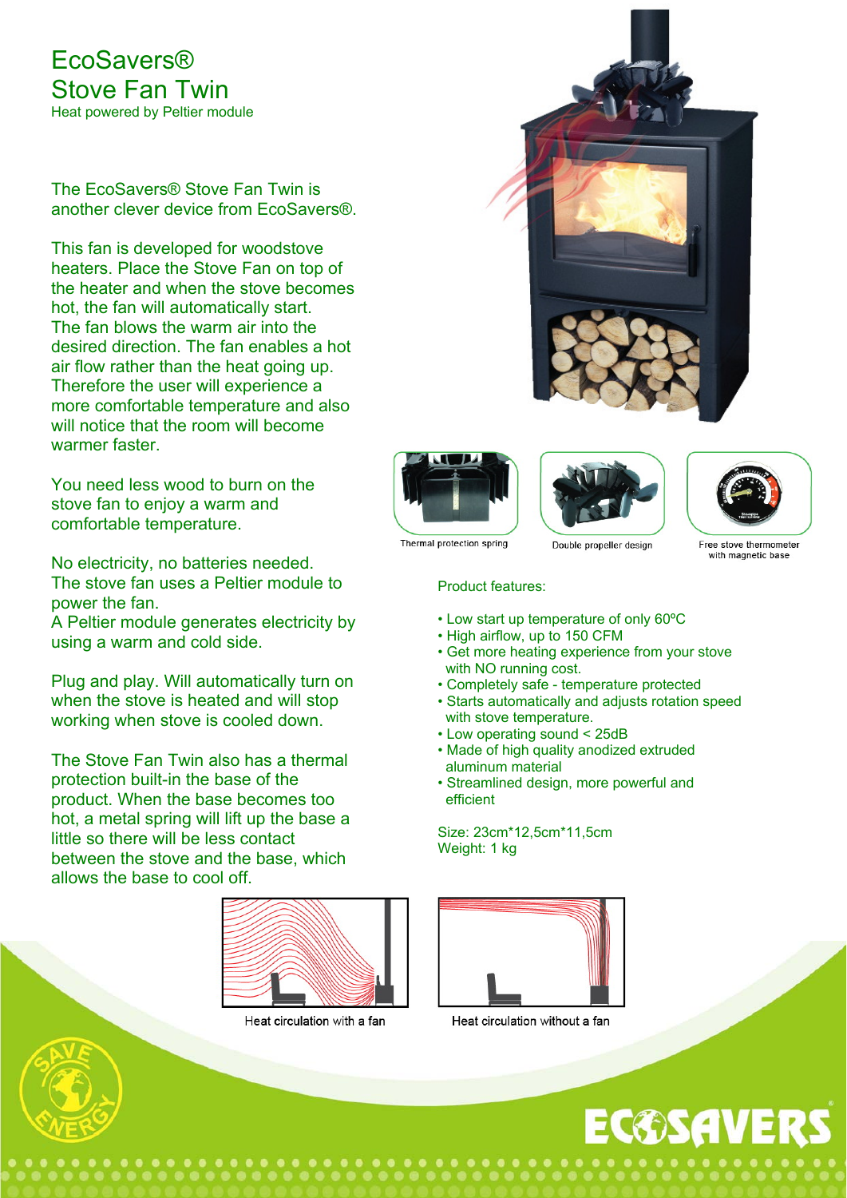# EcoSavers® Stove Fan Twin

Heat powered by Peltier module

The EcoSavers® Stove Fan Twin is another clever device from EcoSavers®.

This fan is developed for woodstove heaters. Place the Stove Fan on top of the heater and when the stove becomes hot, the fan will automatically start. The fan blows the warm air into the desired direction. The fan enables a hot air flow rather than the heat going up. Therefore the user will experience a more comfortable temperature and also will notice that the room will become warmer faster.

You need less wood to burn on the stove fan to enjoy a warm and comfortable temperature.

No electricity, no batteries needed. The stove fan uses a Peltier module to power the fan. A Peltier module generates electricity by using a warm and cold side.

Plug and play. Will automatically turn on when the stove is heated and will stop working when stove is cooled down.

The Stove Fan Twin also has a thermal protection built-in the base of the product. When the base becomes too hot, a metal spring will lift up the base a little so there will be less contact between the stove and the base, which allows the base to cool off.

Thermal protection spring

Double propeller design

Free stove thermometer with magnetic base

Product features:

- Low start up temperature of only 60ºC
- High airflow, up to 150 CFM
- Get more heating experience from your stove with NO running cost.
- Completely safe - temperature protected
- Starts automatically and adjusts rotation speed with stove temperature.
- Low operating sound < 25dB
- Made of high quality anodized extruded aluminum material
- Streamlined design, more powerful and efficient

Size: 23cm\*12,5cm\*11,5cm
Weight: 1 kg

Heat circulation with a fan

Heat circulation without a fan